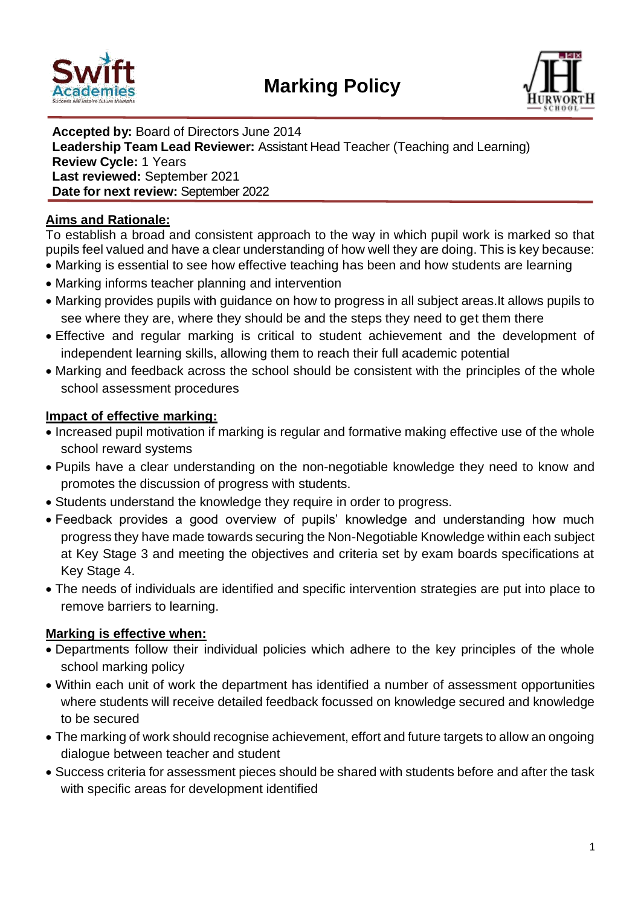# Marking Policy

**Accepted by:** Board of Directors June 2014
**Leadership Team Lead Reviewer:** Assistant Head Teacher (Teaching and Learning)
**Review Cycle:** 1 Years
**Last reviewed:** September 2021
**Date for next review:** September 2022

## Aims and Rationale:

To establish a broad and consistent approach to the way in which pupil work is marked so that pupils feel valued and have a clear understanding of how well they are doing. This is key because:

- Marking is essential to see how effective teaching has been and how students are learning
- Marking informs teacher planning and intervention
- Marking provides pupils with guidance on how to progress in all subject areas.It allows pupils to see where they are, where they should be and the steps they need to get them there
- Effective and regular marking is critical to student achievement and the development of independent learning skills, allowing them to reach their full academic potential
- Marking and feedback across the school should be consistent with the principles of the whole school assessment procedures

## Impact of effective marking:

- Increased pupil motivation if marking is regular and formative making effective use of the whole school reward systems
- Pupils have a clear understanding on the non-negotiable knowledge they need to know and promotes the discussion of progress with students.
- Students understand the knowledge they require in order to progress.
- Feedback provides a good overview of pupils' knowledge and understanding how much progress they have made towards securing the Non-Negotiable Knowledge within each subject at Key Stage 3 and meeting the objectives and criteria set by exam boards specifications at Key Stage 4.
- The needs of individuals are identified and specific intervention strategies are put into place to remove barriers to learning.

## Marking is effective when:

- Departments follow their individual policies which adhere to the key principles of the whole school marking policy
- Within each unit of work the department has identified a number of assessment opportunities where students will receive detailed feedback focussed on knowledge secured and knowledge to be secured
- The marking of work should recognise achievement, effort and future targets to allow an ongoing dialogue between teacher and student
- Success criteria for assessment pieces should be shared with students before and after the task with specific areas for development identified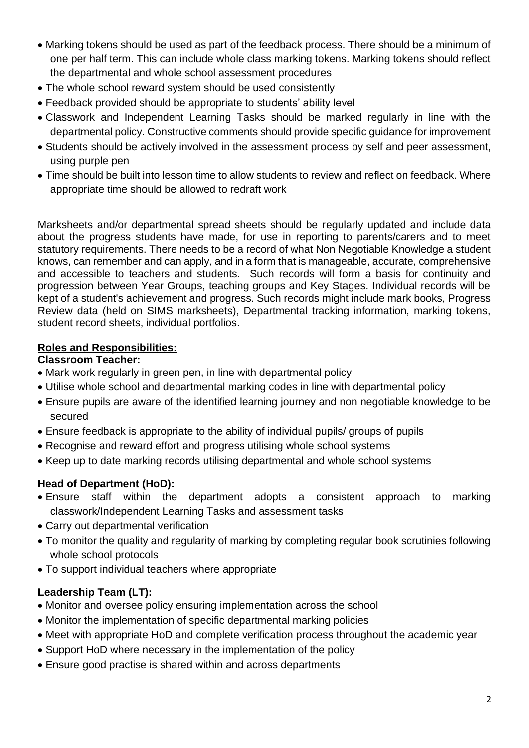- Marking tokens should be used as part of the feedback process. There should be a minimum of one per half term. This can include whole class marking tokens. Marking tokens should reflect the departmental and whole school assessment procedures
- The whole school reward system should be used consistently
- Feedback provided should be appropriate to students' ability level
- Classwork and Independent Learning Tasks should be marked regularly in line with the departmental policy. Constructive comments should provide specific guidance for improvement
- Students should be actively involved in the assessment process by self and peer assessment, using purple pen
- Time should be built into lesson time to allow students to review and reflect on feedback. Where appropriate time should be allowed to redraft work

Marksheets and/or departmental spread sheets should be regularly updated and include data about the progress students have made, for use in reporting to parents/carers and to meet statutory requirements. There needs to be a record of what Non Negotiable Knowledge a student knows, can remember and can apply, and in a form that is manageable, accurate, comprehensive and accessible to teachers and students. Such records will form a basis for continuity and progression between Year Groups, teaching groups and Key Stages. Individual records will be kept of a student's achievement and progress. Such records might include mark books, Progress Review data (held on SIMS marksheets), Departmental tracking information, marking tokens, student record sheets, individual portfolios.

## Roles and Responsibilities:

### Classroom Teacher:

- Mark work regularly in green pen, in line with departmental policy
- Utilise whole school and departmental marking codes in line with departmental policy
- Ensure pupils are aware of the identified learning journey and non negotiable knowledge to be secured
- Ensure feedback is appropriate to the ability of individual pupils/ groups of pupils
- Recognise and reward effort and progress utilising whole school systems
- Keep up to date marking records utilising departmental and whole school systems

### Head of Department (HoD):

- Ensure staff within the department adopts a consistent approach to marking classwork/Independent Learning Tasks and assessment tasks
- Carry out departmental verification
- To monitor the quality and regularity of marking by completing regular book scrutinies following whole school protocols
- To support individual teachers where appropriate

### Leadership Team (LT):

- Monitor and oversee policy ensuring implementation across the school
- Monitor the implementation of specific departmental marking policies
- Meet with appropriate HoD and complete verification process throughout the academic year
- Support HoD where necessary in the implementation of the policy
- Ensure good practise is shared within and across departments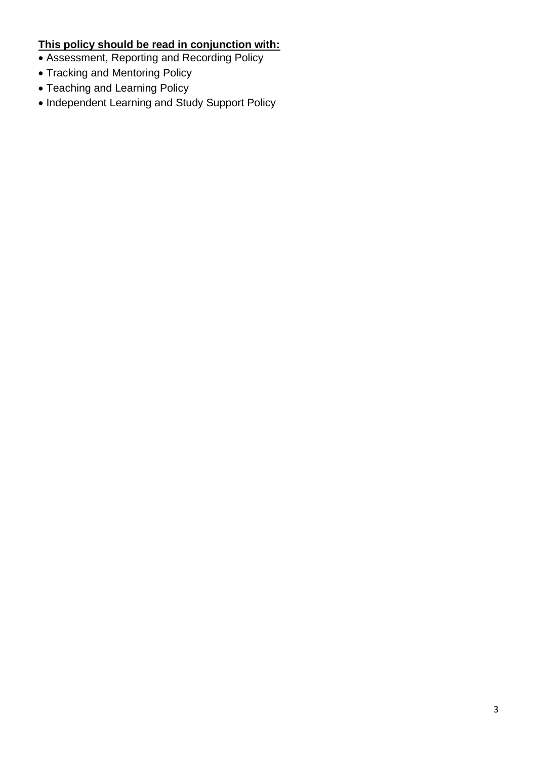**This policy should be read in conjunction with:**

- Assessment, Reporting and Recording Policy
- Tracking and Mentoring Policy
- Teaching and Learning Policy
- Independent Learning and Study Support Policy